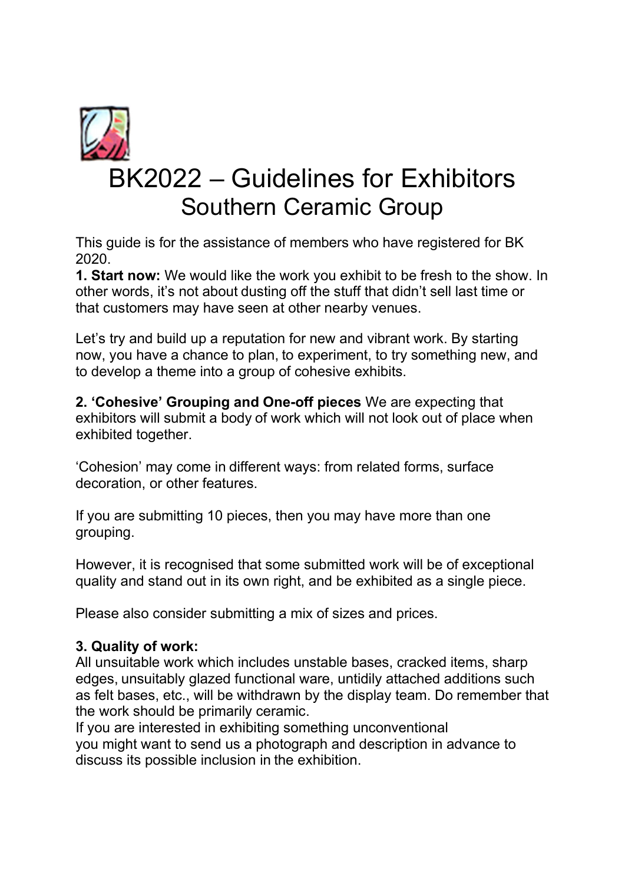# BK2022 – Guidelines for Exhibitors

## Southern Ceramic Group

This guide is for the assistance of members who have registered for BK 2020.

**1. Start now:** We would like the work you exhibit to be fresh to the show. In other words, it's not about dusting off the stuff that didn't sell last time or that customers may have seen at other nearby venues.

Let's try and build up a reputation for new and vibrant work. By starting now, you have a chance to plan, to experiment, to try something new, and to develop a theme into a group of cohesive exhibits.

**2. 'Cohesive' Grouping and One-off pieces** We are expecting that exhibitors will submit a body of work which will not look out of place when exhibited together.

'Cohesion' may come in different ways: from related forms, surface decoration, or other features.

If you are submitting 10 pieces, then you may have more than one grouping.

However, it is recognised that some submitted work will be of exceptional quality and stand out in its own right, and be exhibited as a single piece.

Please also consider submitting a mix of sizes and prices.

**3. Quality of work:**
All unsuitable work which includes unstable bases, cracked items, sharp edges, unsuitably glazed functional ware, untidily attached additions such as felt bases, etc., will be withdrawn by the display team. Do remember that the work should be primarily ceramic.
If you are interested in exhibiting something unconventional you might want to send us a photograph and description in advance to discuss its possible inclusion in the exhibition.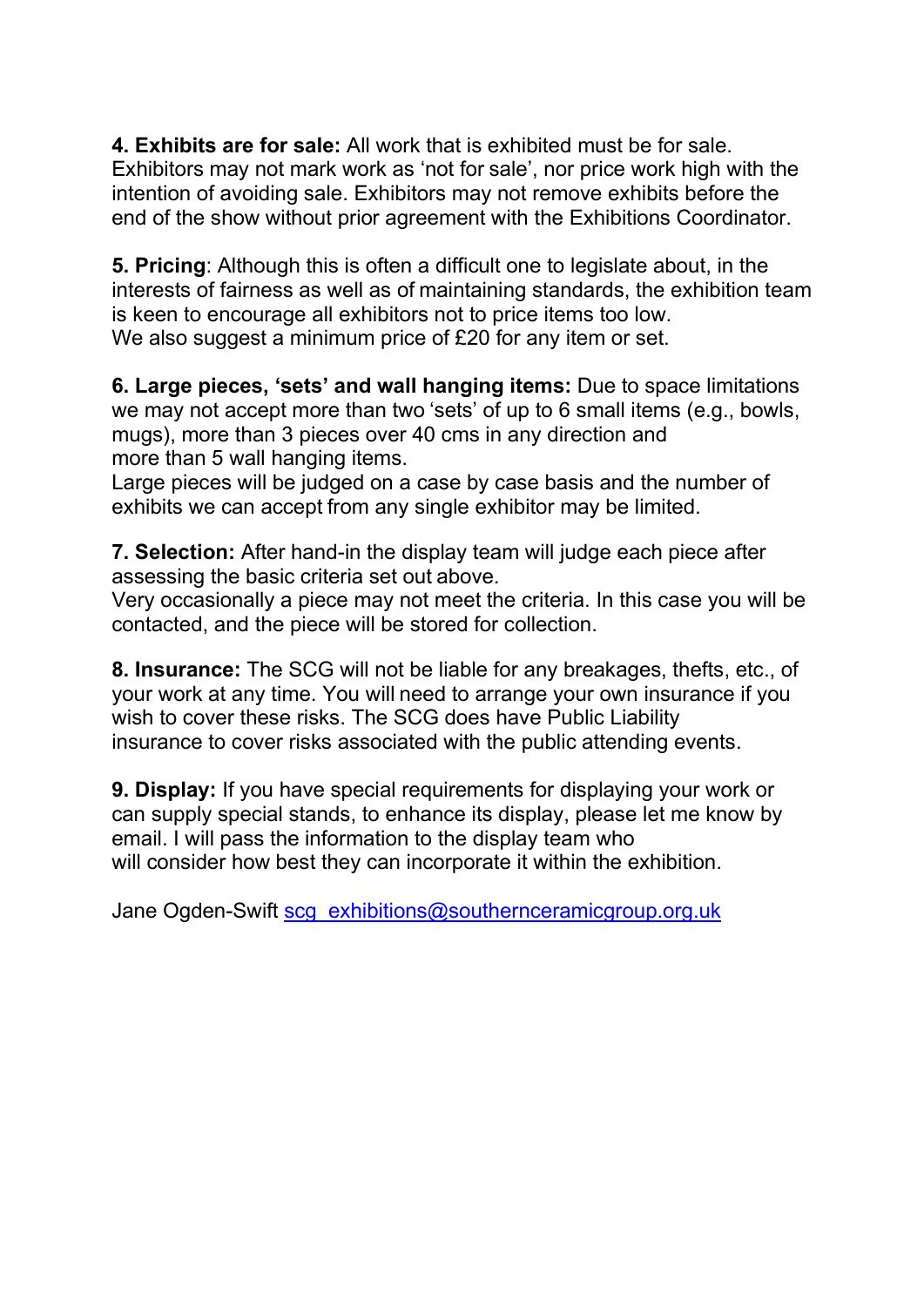**4. Exhibits are for sale:** All work that is exhibited must be for sale. Exhibitors may not mark work as 'not for sale', nor price work high with the intention of avoiding sale. Exhibitors may not remove exhibits before the end of the show without prior agreement with the Exhibitions Coordinator.

**5. Pricing**: Although this is often a difficult one to legislate about, in the interests of fairness as well as of maintaining standards, the exhibition team is keen to encourage all exhibitors not to price items too low.
We also suggest a minimum price of £20 for any item or set.

**6. Large pieces, 'sets' and wall hanging items:** Due to space limitations we may not accept more than two 'sets' of up to 6 small items (e.g., bowls, mugs), more than 3 pieces over 40 cms in any direction and more than 5 wall hanging items.
Large pieces will be judged on a case by case basis and the number of exhibits we can accept from any single exhibitor may be limited.

**7. Selection:** After hand-in the display team will judge each piece after assessing the basic criteria set out above.
Very occasionally a piece may not meet the criteria. In this case you will be contacted, and the piece will be stored for collection.

**8. Insurance:** The SCG will not be liable for any breakages, thefts, etc., of your work at any time. You will need to arrange your own insurance if you wish to cover these risks. The SCG does have Public Liability insurance to cover risks associated with the public attending events.

**9. Display:** If you have special requirements for displaying your work or can supply special stands, to enhance its display, please let me know by email. I will pass the information to the display team who will consider how best they can incorporate it within the exhibition.

Jane Ogden-Swift scg_exhibitions@southernceramicgroup.org.uk